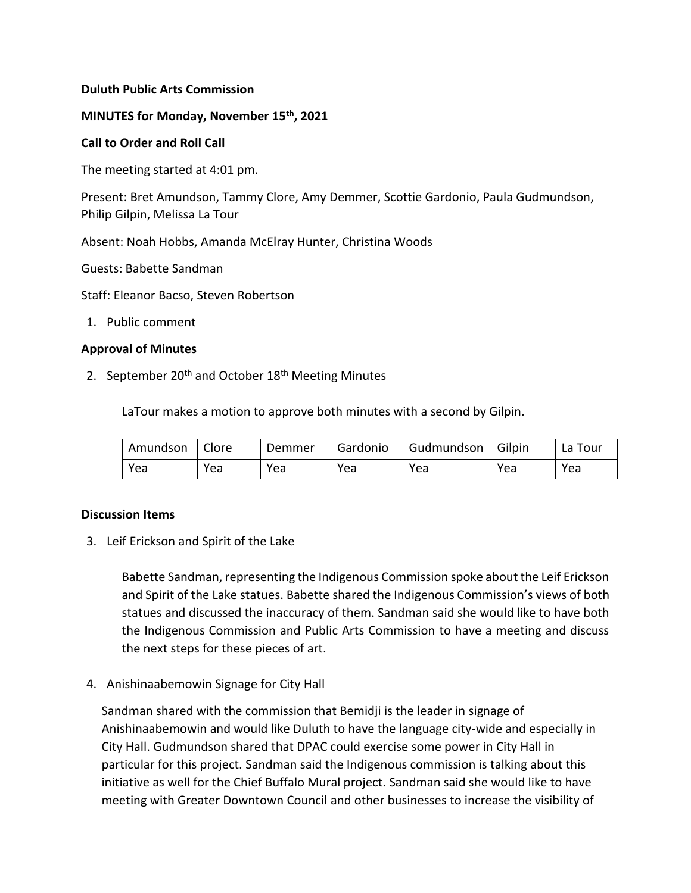**Duluth Public Arts Commission**

**MINUTES for Monday, November 15th, 2021**

**Call to Order and Roll Call**

The meeting started at 4:01 pm.

Present: Bret Amundson, Tammy Clore, Amy Demmer, Scottie Gardonio, Paula Gudmundson, Philip Gilpin, Melissa La Tour

Absent: Noah Hobbs, Amanda McElray Hunter, Christina Woods

Guests: Babette Sandman

Staff: Eleanor Bacso, Steven Robertson

1. Public comment

**Approval of Minutes**

2. September 20th and October 18th Meeting Minutes

   LaTour makes a motion to approve both minutes with a second by Gilpin.

| Amundson | Clore | Demmer | Gardonio | Gudmundson | Gilpin | La Tour |
|---|---|---|---|---|---|---|
| Yea | Yea | Yea | Yea | Yea | Yea | Yea |

**Discussion Items**

3. Leif Erickson and Spirit of the Lake

   Babette Sandman, representing the Indigenous Commission spoke about the Leif Erickson and Spirit of the Lake statues. Babette shared the Indigenous Commission's views of both statues and discussed the inaccuracy of them. Sandman said she would like to have both the Indigenous Commission and Public Arts Commission to have a meeting and discuss the next steps for these pieces of art.

4. Anishinaabemowin Signage for City Hall

   Sandman shared with the commission that Bemidji is the leader in signage of Anishinaabemowin and would like Duluth to have the language city-wide and especially in City Hall. Gudmundson shared that DPAC could exercise some power in City Hall in particular for this project. Sandman said the Indigenous commission is talking about this initiative as well for the Chief Buffalo Mural project. Sandman said she would like to have meeting with Greater Downtown Council and other businesses to increase the visibility of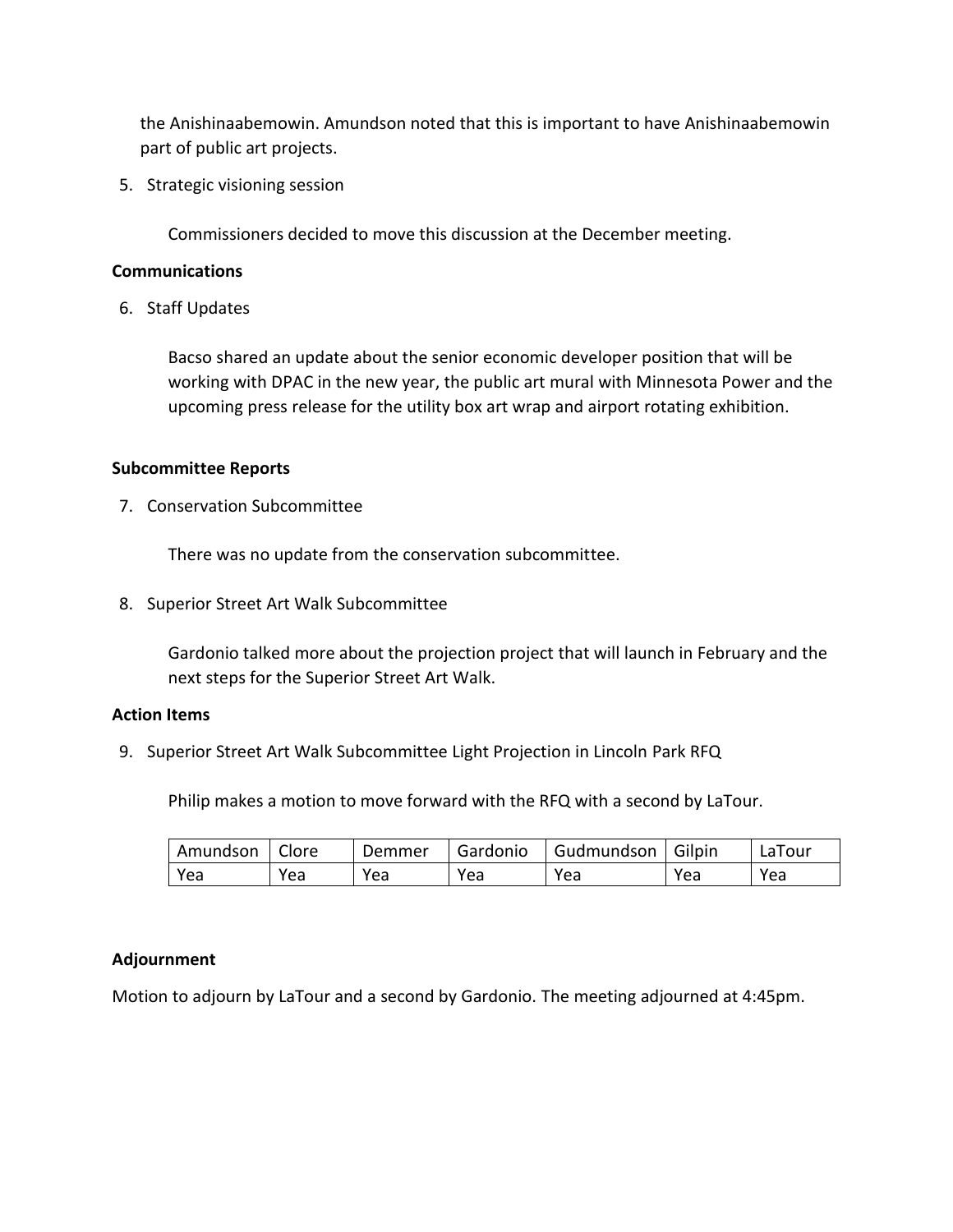the Anishinaabemowin. Amundson noted that this is important to have Anishinaabemowin part of public art projects.

5. Strategic visioning session

   Commissioners decided to move this discussion at the December meeting.

**Communications**

6. Staff Updates

   Bacso shared an update about the senior economic developer position that will be working with DPAC in the new year, the public art mural with Minnesota Power and the upcoming press release for the utility box art wrap and airport rotating exhibition.

**Subcommittee Reports**

7. Conservation Subcommittee

   There was no update from the conservation subcommittee.

8. Superior Street Art Walk Subcommittee

   Gardonio talked more about the projection project that will launch in February and the next steps for the Superior Street Art Walk.

**Action Items**

9. Superior Street Art Walk Subcommittee Light Projection in Lincoln Park RFQ

   Philip makes a motion to move forward with the RFQ with a second by LaTour.

| Amundson | Clore | Demmer | Gardonio | Gudmundson | Gilpin | LaTour |
|---|---|---|---|---|---|---|
| Yea | Yea | Yea | Yea | Yea | Yea | Yea |

**Adjournment**

Motion to adjourn by LaTour and a second by Gardonio. The meeting adjourned at 4:45pm.